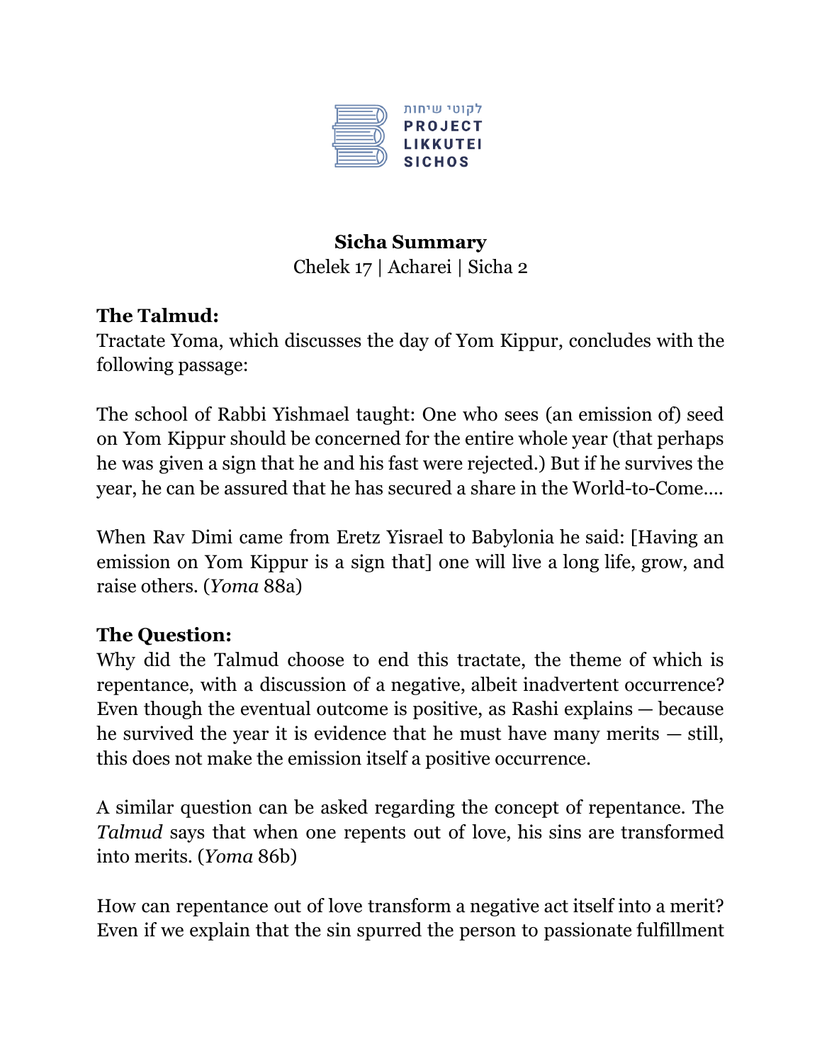לקוטי שיחות
PROJECT
LIKKUTEI
SICHOS

**Sicha Summary**

Chelek 17 | Acharei | Sicha 2

**The Talmud:**

Tractate Yoma, which discusses the day of Yom Kippur, concludes with the following passage:

The school of Rabbi Yishmael taught: One who sees (an emission of) seed on Yom Kippur should be concerned for the entire whole year (that perhaps he was given a sign that he and his fast were rejected.) But if he survives the year, he can be assured that he has secured a share in the World-to-Come....

When Rav Dimi came from Eretz Yisrael to Babylonia he said: [Having an emission on Yom Kippur is a sign that] one will live a long life, grow, and raise others. (*Yoma* 88a)

**The Question:**

Why did the Talmud choose to end this tractate, the theme of which is repentance, with a discussion of a negative, albeit inadvertent occurrence? Even though the eventual outcome is positive, as Rashi explains — because he survived the year it is evidence that he must have many merits — still, this does not make the emission itself a positive occurrence.

A similar question can be asked regarding the concept of repentance. The *Talmud* says that when one repents out of love, his sins are transformed into merits. (*Yoma* 86b)

How can repentance out of love transform a negative act itself into a merit? Even if we explain that the sin spurred the person to passionate fulfillment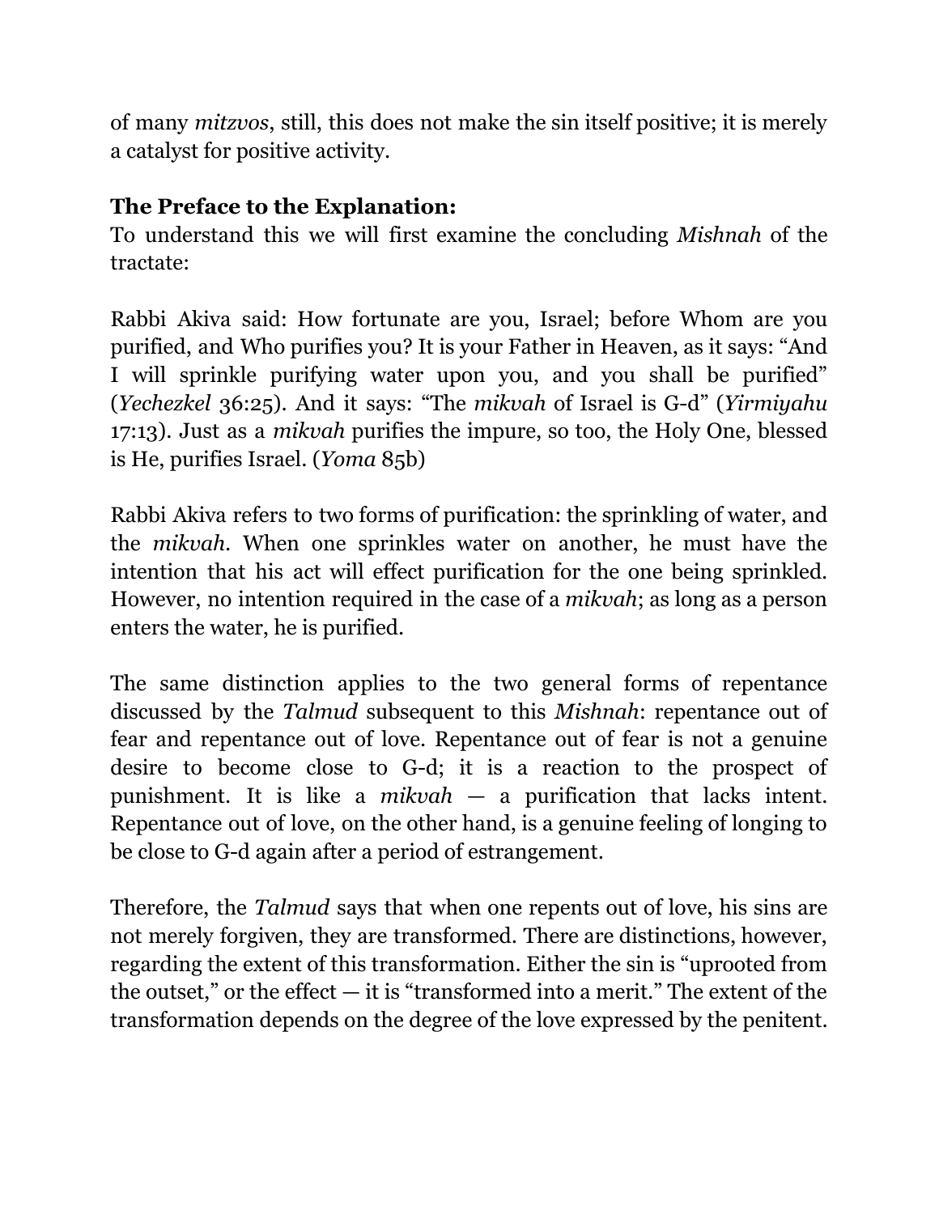of many *mitzvos*, still, this does not make the sin itself positive; it is merely a catalyst for positive activity.

**The Preface to the Explanation:**
To understand this we will first examine the concluding *Mishnah* of the tractate:

Rabbi Akiva said: How fortunate are you, Israel; before Whom are you purified, and Who purifies you? It is your Father in Heaven, as it says: "And I will sprinkle purifying water upon you, and you shall be purified" (*Yechezkel* 36:25). And it says: "The *mikvah* of Israel is G-d" (*Yirmiyahu* 17:13). Just as a *mikvah* purifies the impure, so too, the Holy One, blessed is He, purifies Israel. (*Yoma* 85b)

Rabbi Akiva refers to two forms of purification: the sprinkling of water, and the *mikvah*. When one sprinkles water on another, he must have the intention that his act will effect purification for the one being sprinkled. However, no intention required in the case of a *mikvah*; as long as a person enters the water, he is purified.

The same distinction applies to the two general forms of repentance discussed by the *Talmud* subsequent to this *Mishnah*: repentance out of fear and repentance out of love. Repentance out of fear is not a genuine desire to become close to G-d; it is a reaction to the prospect of punishment. It is like a *mikvah* — a purification that lacks intent. Repentance out of love, on the other hand, is a genuine feeling of longing to be close to G-d again after a period of estrangement.

Therefore, the *Talmud* says that when one repents out of love, his sins are not merely forgiven, they are transformed. There are distinctions, however, regarding the extent of this transformation. Either the sin is "uprooted from the outset," or the effect — it is "transformed into a merit." The extent of the transformation depends on the degree of the love expressed by the penitent.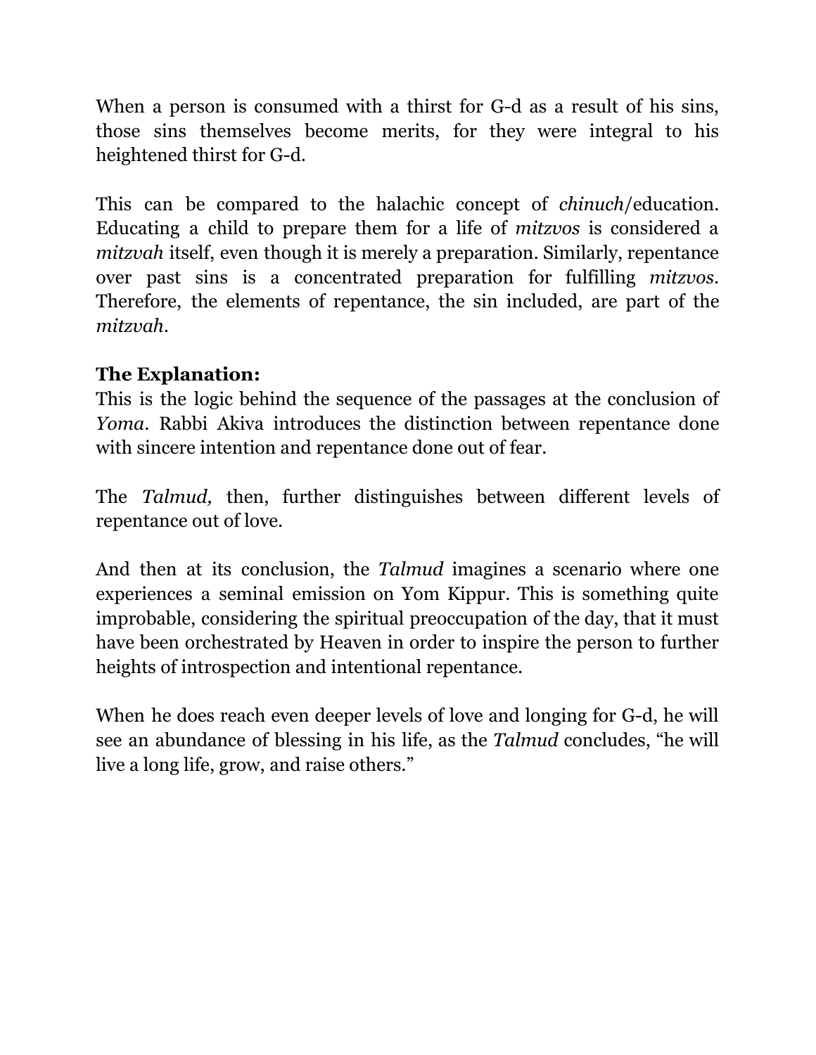When a person is consumed with a thirst for G-d as a result of his sins, those sins themselves become merits, for they were integral to his heightened thirst for G-d.

This can be compared to the halachic concept of *chinuch*/education. Educating a child to prepare them for a life of *mitzvos* is considered a *mitzvah* itself, even though it is merely a preparation. Similarly, repentance over past sins is a concentrated preparation for fulfilling *mitzvos*. Therefore, the elements of repentance, the sin included, are part of the *mitzvah*.

**The Explanation:**
This is the logic behind the sequence of the passages at the conclusion of *Yoma*. Rabbi Akiva introduces the distinction between repentance done with sincere intention and repentance done out of fear.

The *Talmud,* then, further distinguishes between different levels of repentance out of love.

And then at its conclusion, the *Talmud* imagines a scenario where one experiences a seminal emission on Yom Kippur. This is something quite improbable, considering the spiritual preoccupation of the day, that it must have been orchestrated by Heaven in order to inspire the person to further heights of introspection and intentional repentance.

When he does reach even deeper levels of love and longing for G-d, he will see an abundance of blessing in his life, as the *Talmud* concludes, "he will live a long life, grow, and raise others."